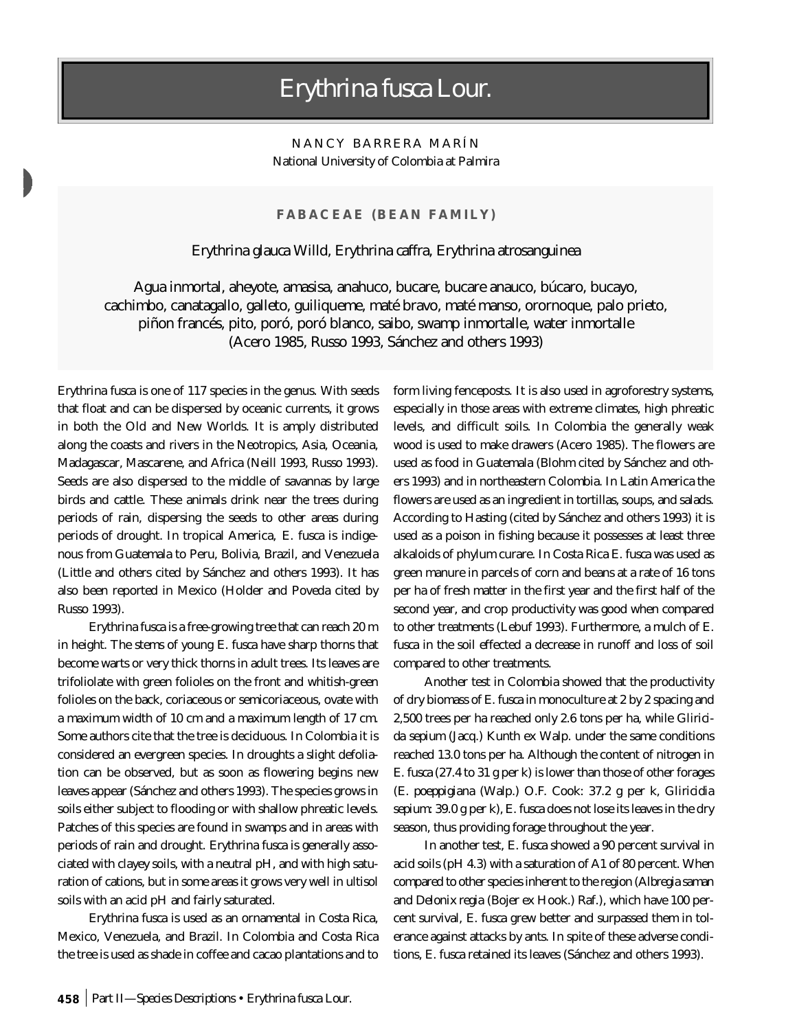# *Erythrina fusca* Lour.

NANCY BARRERA MARÍN
National University of Colombia at Palmira

**FABACEAE (BEAN FAMILY)**

*Erythrina glauca* Willd, *Erythrina caffra*, *Erythrina atrosanguinea*

Agua inmortal, aheyote, amasisa, anahuco, bucare, bucare anauco, búcaro, bucayo, cachimbo, canatagallo, galleto, guiliqueme, maté bravo, maté manso, orornoque, palo prieto, piñon francés, pito, poró, poró blanco, saibo, swamp inmortalle, water inmortalle (Acero 1985, Russo 1993, Sánchez and others 1993)

*Erythrina fusca* is one of 117 species in the genus. With seeds that float and can be dispersed by oceanic currents, it grows in both the Old and New Worlds. It is amply distributed along the coasts and rivers in the Neotropics, Asia, Oceania, Madagascar, Mascarene, and Africa (Neill 1993, Russo 1993). Seeds are also dispersed to the middle of savannas by large birds and cattle. These animals drink near the trees during periods of rain, dispersing the seeds to other areas during periods of drought. In tropical America, *E. fusca* is indigenous from Guatemala to Peru, Bolivia, Brazil, and Venezuela (Little and others cited by Sánchez and others 1993). It has also been reported in Mexico (Holder and Poveda cited by Russo 1993).

*Erythrina fusca* is a free-growing tree that can reach 20 m in height. The stems of young *E. fusca* have sharp thorns that become warts or very thick thorns in adult trees. Its leaves are trifoliolate with green folioles on the front and whitish-green folioles on the back, coriaceous or semicoriaceous, ovate with a maximum width of 10 cm and a maximum length of 17 cm. Some authors cite that the tree is deciduous. In Colombia it is considered an evergreen species. In droughts a slight defoliation can be observed, but as soon as flowering begins new leaves appear (Sánchez and others 1993). The species grows in soils either subject to flooding or with shallow phreatic levels. Patches of this species are found in swamps and in areas with periods of rain and drought. *Erythrina fusca* is generally associated with clayey soils, with a neutral pH, and with high saturation of cations, but in some areas it grows very well in ultisol soils with an acid pH and fairly saturated.

*Erythrina fusca* is used as an ornamental in Costa Rica, Mexico, Venezuela, and Brazil. In Colombia and Costa Rica the tree is used as shade in coffee and cacao plantations and to form living fenceposts. It is also used in agroforestry systems, especially in those areas with extreme climates, high phreatic levels, and difficult soils. In Colombia the generally weak wood is used to make drawers (Acero 1985). The flowers are used as food in Guatemala (Blohm cited by Sánchez and others 1993) and in northeastern Colombia. In Latin America the flowers are used as an ingredient in tortillas, soups, and salads. According to Hasting (cited by Sánchez and others 1993) it is used as a poison in fishing because it possesses at least three alkaloids of phylum curare. In Costa Rica *E. fusca* was used as green manure in parcels of corn and beans at a rate of 16 tons per ha of fresh matter in the first year and the first half of the second year, and crop productivity was good when compared to other treatments (Lebuf 1993). Furthermore, a mulch of *E. fusca* in the soil effected a decrease in runoff and loss of soil compared to other treatments.

Another test in Colombia showed that the productivity of dry biomass of *E. fusca* in monoculture at 2 by 2 spacing and 2,500 trees per ha reached only 2.6 tons per ha, while *Gliricida sepium* (Jacq.) Kunth ex Walp. under the same conditions reached 13.0 tons per ha. Although the content of nitrogen in *E. fusca* (27.4 to 31 g per k) is lower than those of other forages (*E. poeppigiana* (Walp.) O.F. Cook: 37.2 g per k, *Gliricidia sepium*: 39.0 g per k), *E. fusca* does not lose its leaves in the dry season, thus providing forage throughout the year.

In another test, *E. fusca* showed a 90 percent survival in acid soils (pH 4.3) with a saturation of A1 of 80 percent. When compared to other species inherent to the region (*Albregia saman* and *Delonix regia* (Bojer ex Hook.) Raf.), which have 100 percent survival, *E. fusca* grew better and surpassed them in tolerance against attacks by ants. In spite of these adverse conditions, *E. fusca* retained its leaves (Sánchez and others 1993).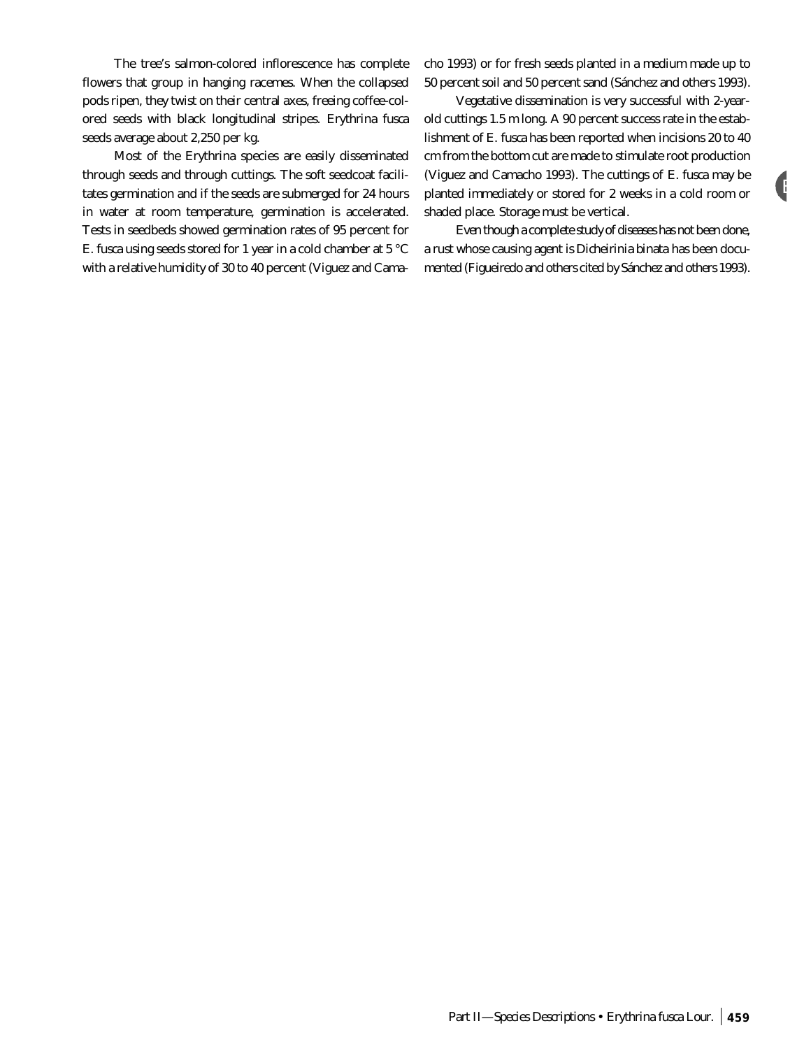The tree's salmon-colored inflorescence has complete flowers that group in hanging racemes. When the collapsed pods ripen, they twist on their central axes, freeing coffee-colored seeds with black longitudinal stripes. *Erythrina fusca* seeds average about 2,250 per kg.

Most of the *Erythrina* species are easily disseminated through seeds and through cuttings. The soft seedcoat facilitates germination and if the seeds are submerged for 24 hours in water at room temperature, germination is accelerated. Tests in seedbeds showed germination rates of 95 percent for *E. fusca* using seeds stored for 1 year in a cold chamber at 5 °C with a relative humidity of 30 to 40 percent (Viguez and Camacho 1993) or for fresh seeds planted in a medium made up to 50 percent soil and 50 percent sand (Sánchez and others 1993).

Vegetative dissemination is very successful with 2-year-old cuttings 1.5 m long. A 90 percent success rate in the establishment of *E. fusca* has been reported when incisions 20 to 40 cm from the bottom cut are made to stimulate root production (Viguez and Camacho 1993). The cuttings of *E. fusca* may be planted immediately or stored for 2 weeks in a cold room or shaded place. Storage must be vertical.

Even though a complete study of diseases has not been done, a rust whose causing agent is *Dicheirinia binata* has been documented (Figueiredo and others cited by Sánchez and others 1993).